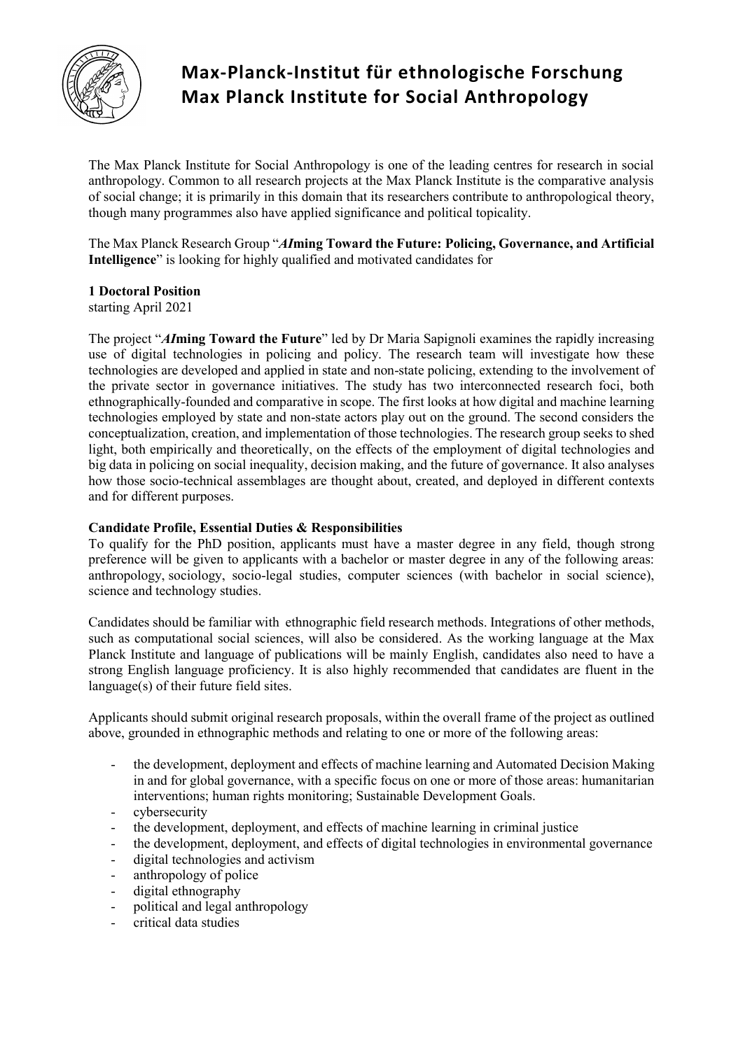# Max-Planck-Institut für ethnologische Forschung
# Max Planck Institute for Social Anthropology

The Max Planck Institute for Social Anthropology is one of the leading centres for research in social anthropology. Common to all research projects at the Max Planck Institute is the comparative analysis of social change; it is primarily in this domain that its researchers contribute to anthropological theory, though many programmes also have applied significance and political topicality.

The Max Planck Research Group "***AI*ming Toward the Future: Policing, Governance, and Artificial Intelligence**" is looking for highly qualified and motivated candidates for

**1 Doctoral Position**
starting April 2021

The project "***AI*ming Toward the Future**" led by Dr Maria Sapignoli examines the rapidly increasing use of digital technologies in policing and policy. The research team will investigate how these technologies are developed and applied in state and non-state policing, extending to the involvement of the private sector in governance initiatives. The study has two interconnected research foci, both ethnographically-founded and comparative in scope. The first looks at how digital and machine learning technologies employed by state and non-state actors play out on the ground. The second considers the conceptualization, creation, and implementation of those technologies. The research group seeks to shed light, both empirically and theoretically, on the effects of the employment of digital technologies and big data in policing on social inequality, decision making, and the future of governance. It also analyses how those socio-technical assemblages are thought about, created, and deployed in different contexts and for different purposes.

**Candidate Profile, Essential Duties & Responsibilities**
To qualify for the PhD position, applicants must have a master degree in any field, though strong preference will be given to applicants with a bachelor or master degree in any of the following areas: anthropology, sociology, socio-legal studies, computer sciences (with bachelor in social science), science and technology studies.

Candidates should be familiar with ethnographic field research methods. Integrations of other methods, such as computational social sciences, will also be considered. As the working language at the Max Planck Institute and language of publications will be mainly English, candidates also need to have a strong English language proficiency. It is also highly recommended that candidates are fluent in the language(s) of their future field sites.

Applicants should submit original research proposals, within the overall frame of the project as outlined above, grounded in ethnographic methods and relating to one or more of the following areas:

- the development, deployment and effects of machine learning and Automated Decision Making in and for global governance, with a specific focus on one or more of those areas: humanitarian interventions; human rights monitoring; Sustainable Development Goals.
- cybersecurity
- the development, deployment, and effects of machine learning in criminal justice
- the development, deployment, and effects of digital technologies in environmental governance
- digital technologies and activism
- anthropology of police
- digital ethnography
- political and legal anthropology
- critical data studies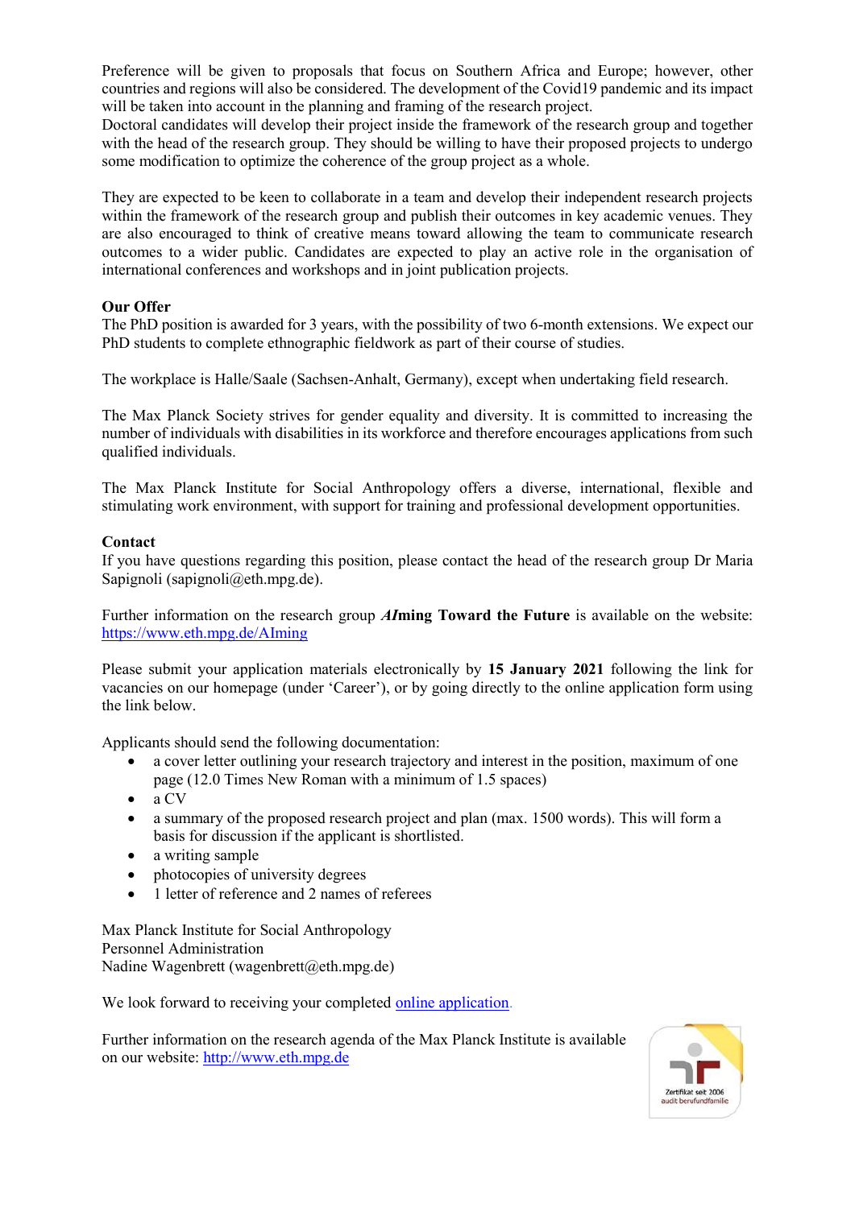Preference will be given to proposals that focus on Southern Africa and Europe; however, other countries and regions will also be considered. The development of the Covid19 pandemic and its impact will be taken into account in the planning and framing of the research project.
Doctoral candidates will develop their project inside the framework of the research group and together with the head of the research group. They should be willing to have their proposed projects to undergo some modification to optimize the coherence of the group project as a whole.

They are expected to be keen to collaborate in a team and develop their independent research projects within the framework of the research group and publish their outcomes in key academic venues. They are also encouraged to think of creative means toward allowing the team to communicate research outcomes to a wider public. Candidates are expected to play an active role in the organisation of international conferences and workshops and in joint publication projects.

**Our Offer**
The PhD position is awarded for 3 years, with the possibility of two 6-month extensions. We expect our PhD students to complete ethnographic fieldwork as part of their course of studies.

The workplace is Halle/Saale (Sachsen-Anhalt, Germany), except when undertaking field research.

The Max Planck Society strives for gender equality and diversity. It is committed to increasing the number of individuals with disabilities in its workforce and therefore encourages applications from such qualified individuals.

The Max Planck Institute for Social Anthropology offers a diverse, international, flexible and stimulating work environment, with support for training and professional development opportunities.

**Contact**
If you have questions regarding this position, please contact the head of the research group Dr Maria Sapignoli (sapignoli@eth.mpg.de).

Further information on the research group ***AI*ming Toward the Future** is available on the website: https://www.eth.mpg.de/AIming

Please submit your application materials electronically by **15 January 2021** following the link for vacancies on our homepage (under 'Career'), or by going directly to the online application form using the link below.

Applicants should send the following documentation:

- a cover letter outlining your research trajectory and interest in the position, maximum of one page (12.0 Times New Roman with a minimum of 1.5 spaces)
- a CV
- a summary of the proposed research project and plan (max. 1500 words). This will form a basis for discussion if the applicant is shortlisted.
- a writing sample
- photocopies of university degrees
- 1 letter of reference and 2 names of referees

Max Planck Institute for Social Anthropology
Personnel Administration
Nadine Wagenbrett (wagenbrett@eth.mpg.de)

We look forward to receiving your completed online application.

Further information on the research agenda of the Max Planck Institute is available on our website: http://www.eth.mpg.de

Zertifikat seit 2006
audit berufundfamilie